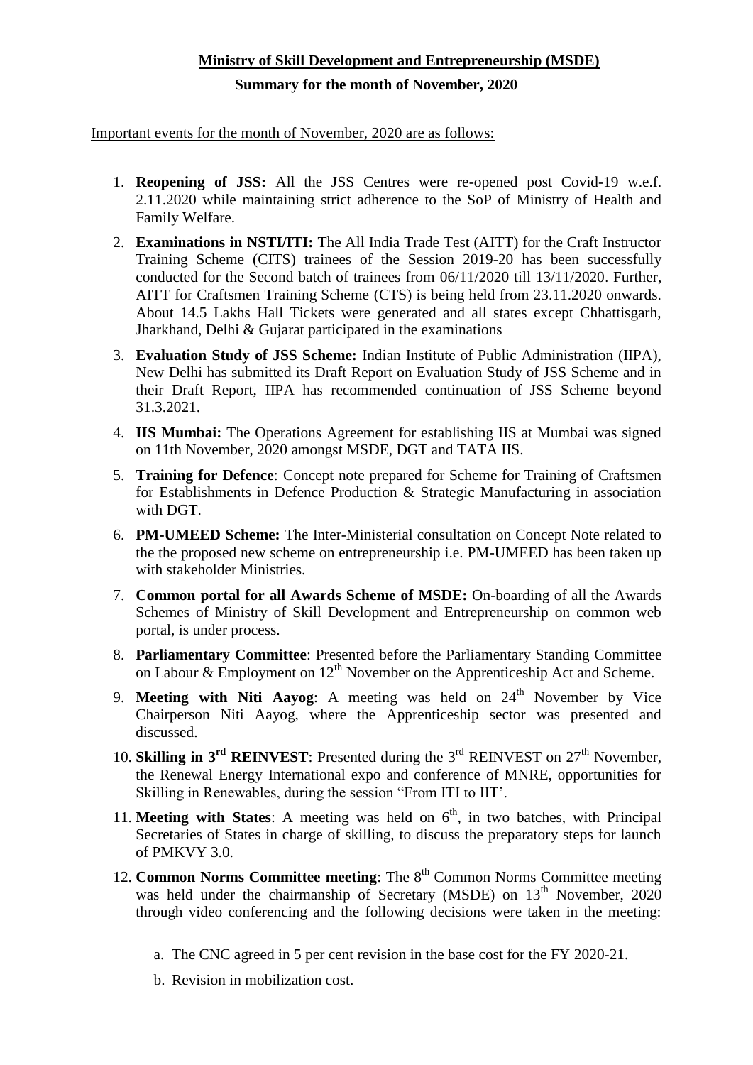**Ministry of Skill Development and Entrepreneurship (MSDE)**

**Summary for the month of November, 2020**

Important events for the month of November, 2020 are as follows:

1. **Reopening of JSS:** All the JSS Centres were re-opened post Covid-19 w.e.f. 2.11.2020 while maintaining strict adherence to the SoP of Ministry of Health and Family Welfare.
2. **Examinations in NSTI/ITI:** The All India Trade Test (AITT) for the Craft Instructor Training Scheme (CITS) trainees of the Session 2019-20 has been successfully conducted for the Second batch of trainees from 06/11/2020 till 13/11/2020. Further, AITT for Craftsmen Training Scheme (CTS) is being held from 23.11.2020 onwards. About 14.5 Lakhs Hall Tickets were generated and all states except Chhattisgarh, Jharkhand, Delhi & Gujarat participated in the examinations
3. **Evaluation Study of JSS Scheme:** Indian Institute of Public Administration (IIPA), New Delhi has submitted its Draft Report on Evaluation Study of JSS Scheme and in their Draft Report, IIPA has recommended continuation of JSS Scheme beyond 31.3.2021.
4. **IIS Mumbai:** The Operations Agreement for establishing IIS at Mumbai was signed on 11th November, 2020 amongst MSDE, DGT and TATA IIS.
5. **Training for Defence**: Concept note prepared for Scheme for Training of Craftsmen for Establishments in Defence Production & Strategic Manufacturing in association with DGT.
6. **PM-UMEED Scheme:** The Inter-Ministerial consultation on Concept Note related to the the proposed new scheme on entrepreneurship i.e. PM-UMEED has been taken up with stakeholder Ministries.
7. **Common portal for all Awards Scheme of MSDE:** On-boarding of all the Awards Schemes of Ministry of Skill Development and Entrepreneurship on common web portal, is under process.
8. **Parliamentary Committee**: Presented before the Parliamentary Standing Committee on Labour & Employment on 12th November on the Apprenticeship Act and Scheme.
9. **Meeting with Niti Aayog**: A meeting was held on 24th November by Vice Chairperson Niti Aayog, where the Apprenticeship sector was presented and discussed.
10. **Skilling in 3rd REINVEST**: Presented during the 3rd REINVEST on 27th November, the Renewal Energy International expo and conference of MNRE, opportunities for Skilling in Renewables, during the session "From ITI to IIT'.
11. **Meeting with States**: A meeting was held on 6th, in two batches, with Principal Secretaries of States in charge of skilling, to discuss the preparatory steps for launch of PMKVY 3.0.
12. **Common Norms Committee meeting**: The 8th Common Norms Committee meeting was held under the chairmanship of Secretary (MSDE) on 13th November, 2020 through video conferencing and the following decisions were taken in the meeting:
    a. The CNC agreed in 5 per cent revision in the base cost for the FY 2020-21.
    b. Revision in mobilization cost.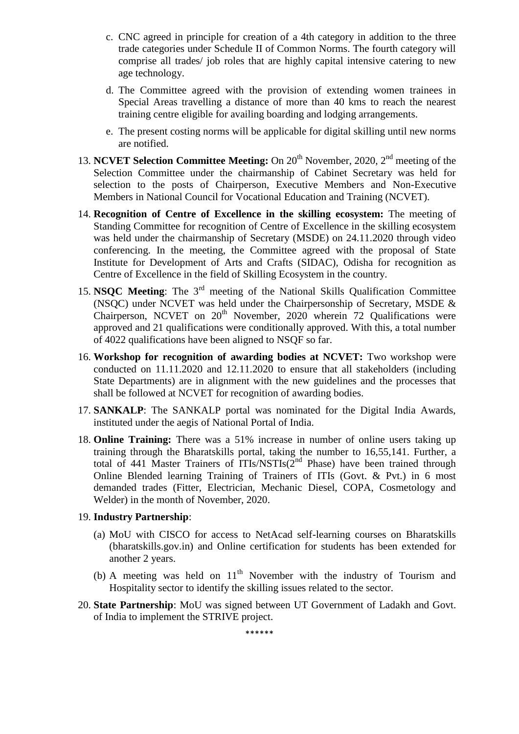c. CNC agreed in principle for creation of a 4th category in addition to the three trade categories under Schedule II of Common Norms. The fourth category will comprise all trades/ job roles that are highly capital intensive catering to new age technology.

d. The Committee agreed with the provision of extending women trainees in Special Areas travelling a distance of more than 40 kms to reach the nearest training centre eligible for availing boarding and lodging arrangements.

e. The present costing norms will be applicable for digital skilling until new norms are notified.

13. **NCVET Selection Committee Meeting:** On 20th November, 2020, 2nd meeting of the Selection Committee under the chairmanship of Cabinet Secretary was held for selection to the posts of Chairperson, Executive Members and Non-Executive Members in National Council for Vocational Education and Training (NCVET).

14. **Recognition of Centre of Excellence in the skilling ecosystem:** The meeting of Standing Committee for recognition of Centre of Excellence in the skilling ecosystem was held under the chairmanship of Secretary (MSDE) on 24.11.2020 through video conferencing. In the meeting, the Committee agreed with the proposal of State Institute for Development of Arts and Crafts (SIDAC), Odisha for recognition as Centre of Excellence in the field of Skilling Ecosystem in the country.

15. **NSQC Meeting**: The 3rd meeting of the National Skills Qualification Committee (NSQC) under NCVET was held under the Chairpersonship of Secretary, MSDE & Chairperson, NCVET on 20th November, 2020 wherein 72 Qualifications were approved and 21 qualifications were conditionally approved. With this, a total number of 4022 qualifications have been aligned to NSQF so far.

16. **Workshop for recognition of awarding bodies at NCVET:** Two workshop were conducted on 11.11.2020 and 12.11.2020 to ensure that all stakeholders (including State Departments) are in alignment with the new guidelines and the processes that shall be followed at NCVET for recognition of awarding bodies.

17. **SANKALP**: The SANKALP portal was nominated for the Digital India Awards, instituted under the aegis of National Portal of India.

18. **Online Training:** There was a 51% increase in number of online users taking up training through the Bharatskills portal, taking the number to 16,55,141. Further, a total of 441 Master Trainers of ITIs/NSTIs(2nd Phase) have been trained through Online Blended learning Training of Trainers of ITIs (Govt. & Pvt.) in 6 most demanded trades (Fitter, Electrician, Mechanic Diesel, COPA, Cosmetology and Welder) in the month of November, 2020.

19. **Industry Partnership**:

(a) MoU with CISCO for access to NetAcad self-learning courses on Bharatskills (bharatskills.gov.in) and Online certification for students has been extended for another 2 years.

(b) A meeting was held on 11th November with the industry of Tourism and Hospitality sector to identify the skilling issues related to the sector.

20. **State Partnership**: MoU was signed between UT Government of Ladakh and Govt. of India to implement the STRIVE project.

******